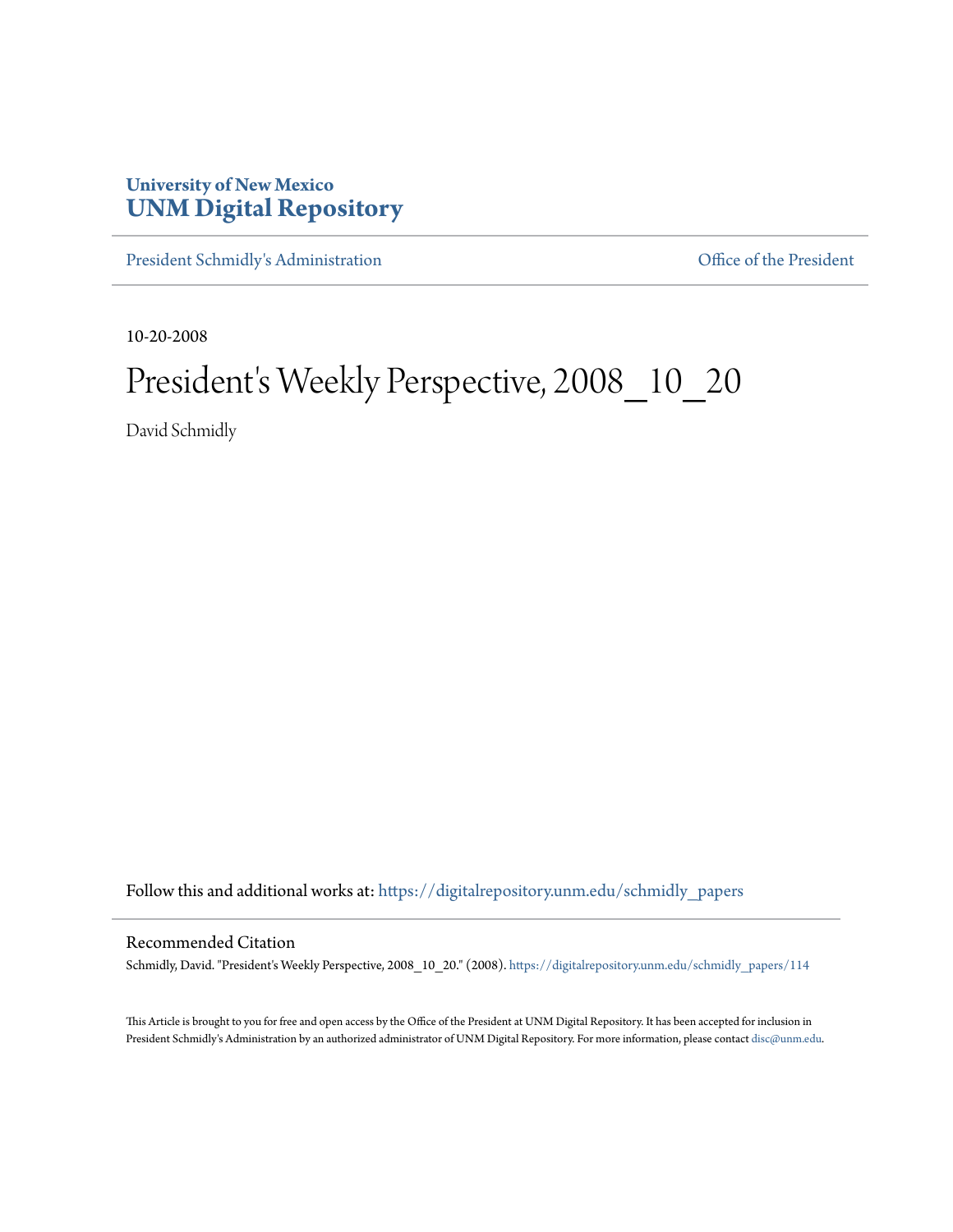University of New Mexico
**UNM Digital Repository**

President Schmidly's Administration

Office of the President

10-20-2008

# President's Weekly Perspective, 2008_10_20

David Schmidly

Follow this and additional works at: https://digitalrepository.unm.edu/schmidly_papers

## Recommended Citation

Schmidly, David. "President's Weekly Perspective, 2008_10_20." (2008). https://digitalrepository.unm.edu/schmidly_papers/114

This Article is brought to you for free and open access by the Office of the President at UNM Digital Repository. It has been accepted for inclusion in President Schmidly's Administration by an authorized administrator of UNM Digital Repository. For more information, please contact disc@unm.edu.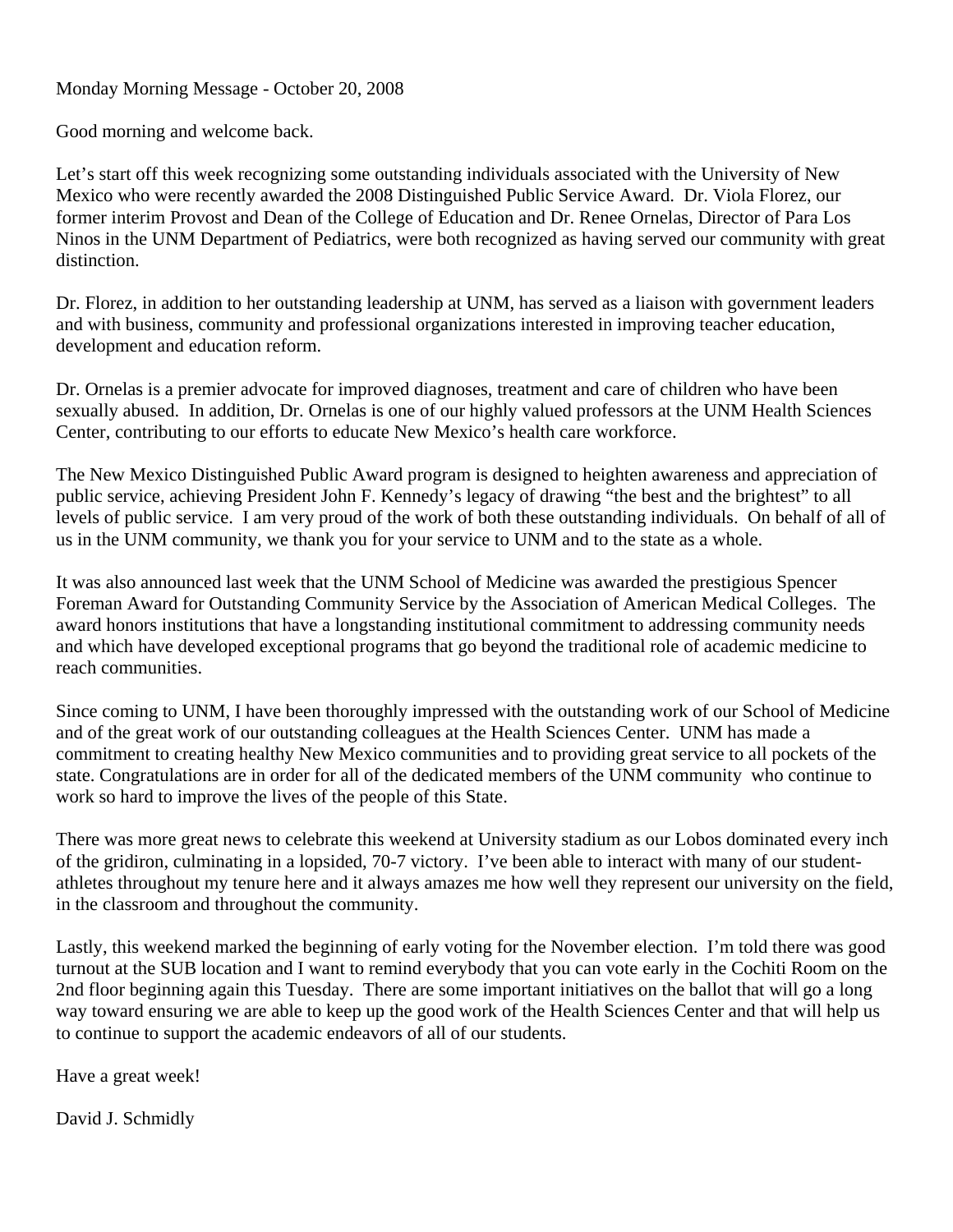Monday Morning Message - October 20, 2008

Good morning and welcome back.

Let's start off this week recognizing some outstanding individuals associated with the University of New Mexico who were recently awarded the 2008 Distinguished Public Service Award. Dr. Viola Florez, our former interim Provost and Dean of the College of Education and Dr. Renee Ornelas, Director of Para Los Ninos in the UNM Department of Pediatrics, were both recognized as having served our community with great distinction.

Dr. Florez, in addition to her outstanding leadership at UNM, has served as a liaison with government leaders and with business, community and professional organizations interested in improving teacher education, development and education reform.

Dr. Ornelas is a premier advocate for improved diagnoses, treatment and care of children who have been sexually abused. In addition, Dr. Ornelas is one of our highly valued professors at the UNM Health Sciences Center, contributing to our efforts to educate New Mexico's health care workforce.

The New Mexico Distinguished Public Award program is designed to heighten awareness and appreciation of public service, achieving President John F. Kennedy's legacy of drawing "the best and the brightest" to all levels of public service. I am very proud of the work of both these outstanding individuals. On behalf of all of us in the UNM community, we thank you for your service to UNM and to the state as a whole.

It was also announced last week that the UNM School of Medicine was awarded the prestigious Spencer Foreman Award for Outstanding Community Service by the Association of American Medical Colleges. The award honors institutions that have a longstanding institutional commitment to addressing community needs and which have developed exceptional programs that go beyond the traditional role of academic medicine to reach communities.

Since coming to UNM, I have been thoroughly impressed with the outstanding work of our School of Medicine and of the great work of our outstanding colleagues at the Health Sciences Center. UNM has made a commitment to creating healthy New Mexico communities and to providing great service to all pockets of the state. Congratulations are in order for all of the dedicated members of the UNM community who continue to work so hard to improve the lives of the people of this State.

There was more great news to celebrate this weekend at University stadium as our Lobos dominated every inch of the gridiron, culminating in a lopsided, 70-7 victory. I've been able to interact with many of our student-athletes throughout my tenure here and it always amazes me how well they represent our university on the field, in the classroom and throughout the community.

Lastly, this weekend marked the beginning of early voting for the November election. I'm told there was good turnout at the SUB location and I want to remind everybody that you can vote early in the Cochiti Room on the 2nd floor beginning again this Tuesday. There are some important initiatives on the ballot that will go a long way toward ensuring we are able to keep up the good work of the Health Sciences Center and that will help us to continue to support the academic endeavors of all of our students.

Have a great week!

David J. Schmidly